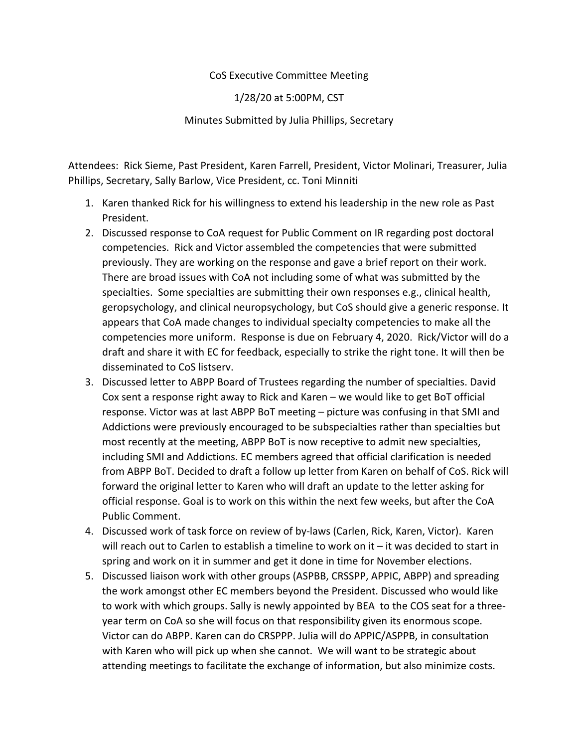CoS Executive Committee Meeting

1/28/20 at 5:00PM, CST

Minutes Submitted by Julia Phillips, Secretary

Attendees: Rick Sieme, Past President, Karen Farrell, President, Victor Molinari, Treasurer, Julia Phillips, Secretary, Sally Barlow, Vice President, cc. Toni Minniti

1. Karen thanked Rick for his willingness to extend his leadership in the new role as Past President.
2. Discussed response to CoA request for Public Comment on IR regarding post doctoral competencies. Rick and Victor assembled the competencies that were submitted previously. They are working on the response and gave a brief report on their work. There are broad issues with CoA not including some of what was submitted by the specialties. Some specialties are submitting their own responses e.g., clinical health, geropsychology, and clinical neuropsychology, but CoS should give a generic response. It appears that CoA made changes to individual specialty competencies to make all the competencies more uniform. Response is due on February 4, 2020. Rick/Victor will do a draft and share it with EC for feedback, especially to strike the right tone. It will then be disseminated to CoS listserv.
3. Discussed letter to ABPP Board of Trustees regarding the number of specialties. David Cox sent a response right away to Rick and Karen – we would like to get BoT official response. Victor was at last ABPP BoT meeting – picture was confusing in that SMI and Addictions were previously encouraged to be subspecialties rather than specialties but most recently at the meeting, ABPP BoT is now receptive to admit new specialties, including SMI and Addictions. EC members agreed that official clarification is needed from ABPP BoT. Decided to draft a follow up letter from Karen on behalf of CoS. Rick will forward the original letter to Karen who will draft an update to the letter asking for official response. Goal is to work on this within the next few weeks, but after the CoA Public Comment.
4. Discussed work of task force on review of by-laws (Carlen, Rick, Karen, Victor). Karen will reach out to Carlen to establish a timeline to work on it – it was decided to start in spring and work on it in summer and get it done in time for November elections.
5. Discussed liaison work with other groups (ASPBB, CRSSPP, APPIC, ABPP) and spreading the work amongst other EC members beyond the President. Discussed who would like to work with which groups. Sally is newly appointed by BEA to the COS seat for a three-year term on CoA so she will focus on that responsibility given its enormous scope. Victor can do ABPP. Karen can do CRSPPP. Julia will do APPIC/ASPPB, in consultation with Karen who will pick up when she cannot. We will want to be strategic about attending meetings to facilitate the exchange of information, but also minimize costs.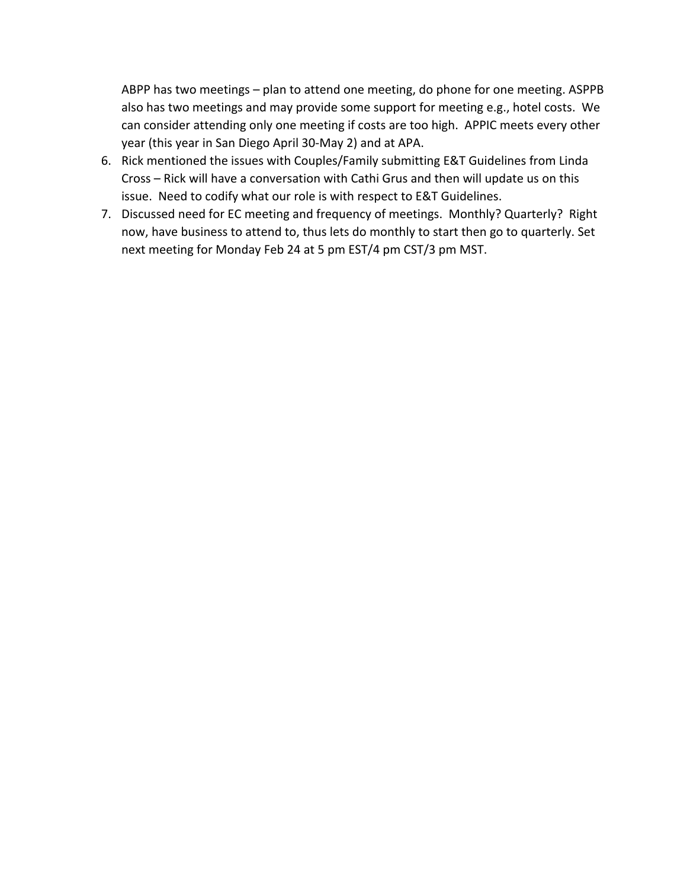ABPP has two meetings – plan to attend one meeting, do phone for one meeting. ASPPB also has two meetings and may provide some support for meeting e.g., hotel costs. We can consider attending only one meeting if costs are too high. APPIC meets every other year (this year in San Diego April 30-May 2) and at APA.

6. Rick mentioned the issues with Couples/Family submitting E&T Guidelines from Linda Cross – Rick will have a conversation with Cathi Grus and then will update us on this issue. Need to codify what our role is with respect to E&T Guidelines.
7. Discussed need for EC meeting and frequency of meetings. Monthly? Quarterly? Right now, have business to attend to, thus lets do monthly to start then go to quarterly. Set next meeting for Monday Feb 24 at 5 pm EST/4 pm CST/3 pm MST.